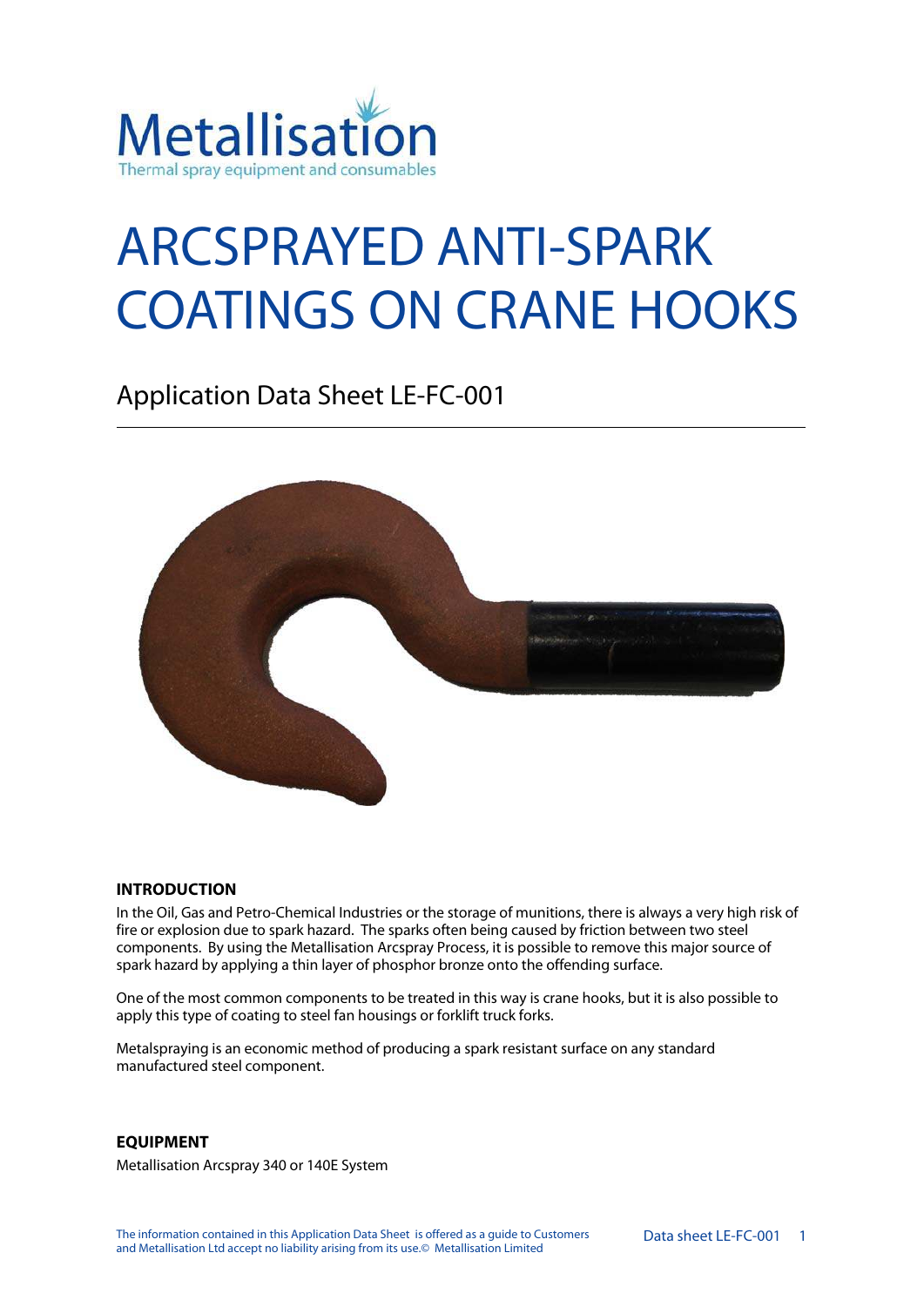Metallisation
Thermal spray equipment and consumables

# ARCSPRAYED ANTI-SPARK COATINGS ON CRANE HOOKS

## Application Data Sheet LE-FC-001

### INTRODUCTION

In the Oil, Gas and Petro-Chemical Industries or the storage of munitions, there is always a very high risk of fire or explosion due to spark hazard. The sparks often being caused by friction between two steel components. By using the Metallisation Arcspray Process, it is possible to remove this major source of spark hazard by applying a thin layer of phosphor bronze onto the offending surface.

One of the most common components to be treated in this way is crane hooks, but it is also possible to apply this type of coating to steel fan housings or forklift truck forks.

Metalspraying is an economic method of producing a spark resistant surface on any standard manufactured steel component.

### EQUIPMENT

Metallisation Arcspray 340 or 140E System

The information contained in this Application Data Sheet is offered as a guide to Customers and Metallisation Ltd accept no liability arising from its use.© Metallisation Limited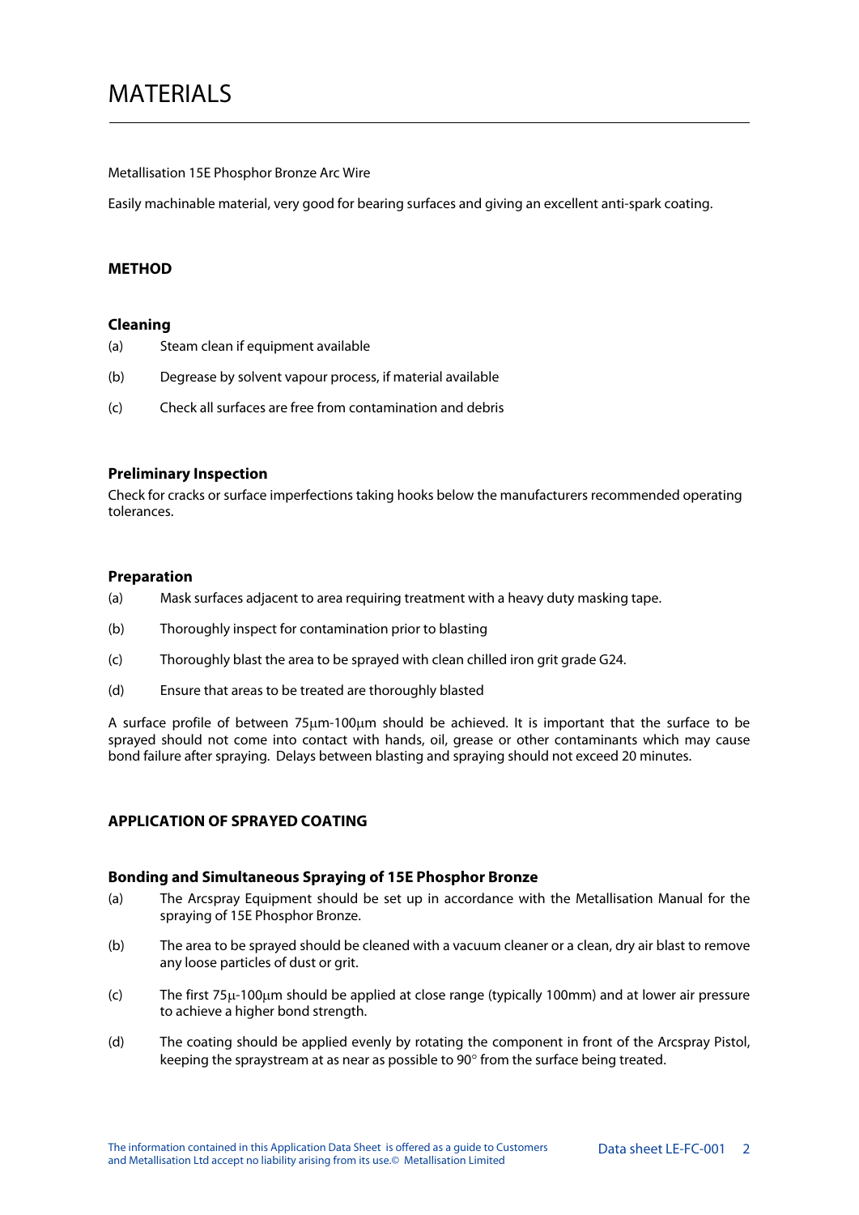# MATERIALS

Metallisation 15E Phosphor Bronze Arc Wire

Easily machinable material, very good for bearing surfaces and giving an excellent anti-spark coating.

## METHOD

### Cleaning

(a) Steam clean if equipment available

(b) Degrease by solvent vapour process, if material available

(c) Check all surfaces are free from contamination and debris

### Preliminary Inspection

Check for cracks or surface imperfections taking hooks below the manufacturers recommended operating tolerances.

### Preparation

(a) Mask surfaces adjacent to area requiring treatment with a heavy duty masking tape.

(b) Thoroughly inspect for contamination prior to blasting

(c) Thoroughly blast the area to be sprayed with clean chilled iron grit grade G24.

(d) Ensure that areas to be treated are thoroughly blasted

A surface profile of between 75μm-100μm should be achieved. It is important that the surface to be sprayed should not come into contact with hands, oil, grease or other contaminants which may cause bond failure after spraying. Delays between blasting and spraying should not exceed 20 minutes.

## APPLICATION OF SPRAYED COATING

### Bonding and Simultaneous Spraying of 15E Phosphor Bronze

(a) The Arcspray Equipment should be set up in accordance with the Metallisation Manual for the spraying of 15E Phosphor Bronze.

(b) The area to be sprayed should be cleaned with a vacuum cleaner or a clean, dry air blast to remove any loose particles of dust or grit.

(c) The first 75μ-100μm should be applied at close range (typically 100mm) and at lower air pressure to achieve a higher bond strength.

(d) The coating should be applied evenly by rotating the component in front of the Arcspray Pistol, keeping the spraystream at as near as possible to 90° from the surface being treated.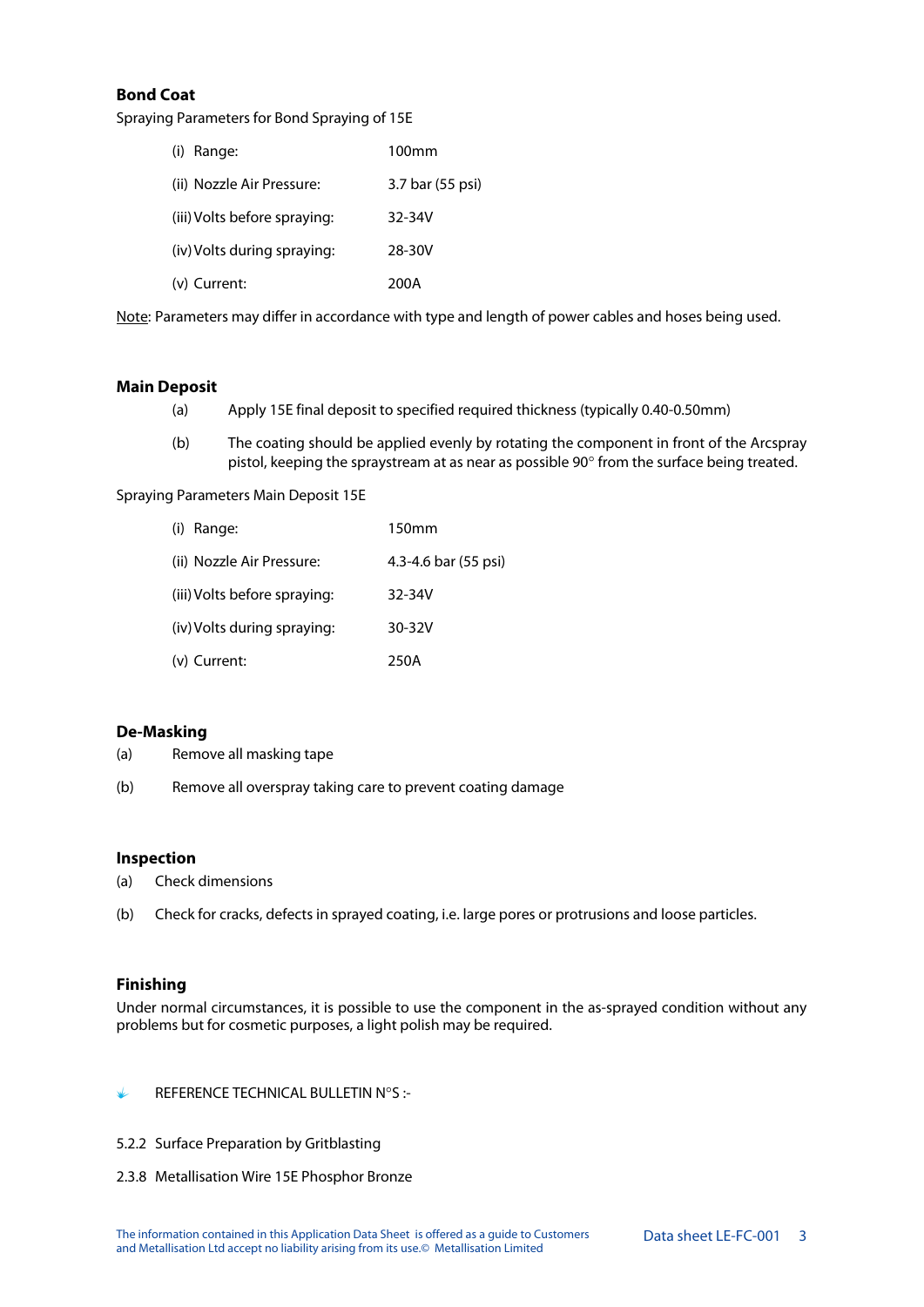## Bond Coat

Spraying Parameters for Bond Spraying of 15E

| | |
|---|---|
| (i) Range: | 100mm |
| (ii) Nozzle Air Pressure: | 3.7 bar (55 psi) |
| (iii) Volts before spraying: | 32-34V |
| (iv) Volts during spraying: | 28-30V |
| (v) Current: | 200A |

Note: Parameters may differ in accordance with type and length of power cables and hoses being used.

## Main Deposit

(a) Apply 15E final deposit to specified required thickness (typically 0.40-0.50mm)

(b) The coating should be applied evenly by rotating the component in front of the Arcspray pistol, keeping the spraystream at as near as possible 90° from the surface being treated.

Spraying Parameters Main Deposit 15E

| | |
|---|---|
| (i) Range: | 150mm |
| (ii) Nozzle Air Pressure: | 4.3-4.6 bar (55 psi) |
| (iii) Volts before spraying: | 32-34V |
| (iv) Volts during spraying: | 30-32V |
| (v) Current: | 250A |

## De-Masking

(a) Remove all masking tape

(b) Remove all overspray taking care to prevent coating damage

## Inspection

(a) Check dimensions

(b) Check for cracks, defects in sprayed coating, i.e. large pores or protrusions and loose particles.

## Finishing

Under normal circumstances, it is possible to use the component in the as-sprayed condition without any problems but for cosmetic purposes, a light polish may be required.

REFERENCE TECHNICAL BULLETIN N°S :-

5.2.2 Surface Preparation by Gritblasting

2.3.8 Metallisation Wire 15E Phosphor Bronze

The information contained in this Application Data Sheet is offered as a guide to Customers and Metallisation Ltd accept no liability arising from its use.© Metallisation Limited

Data sheet LE-FC-001